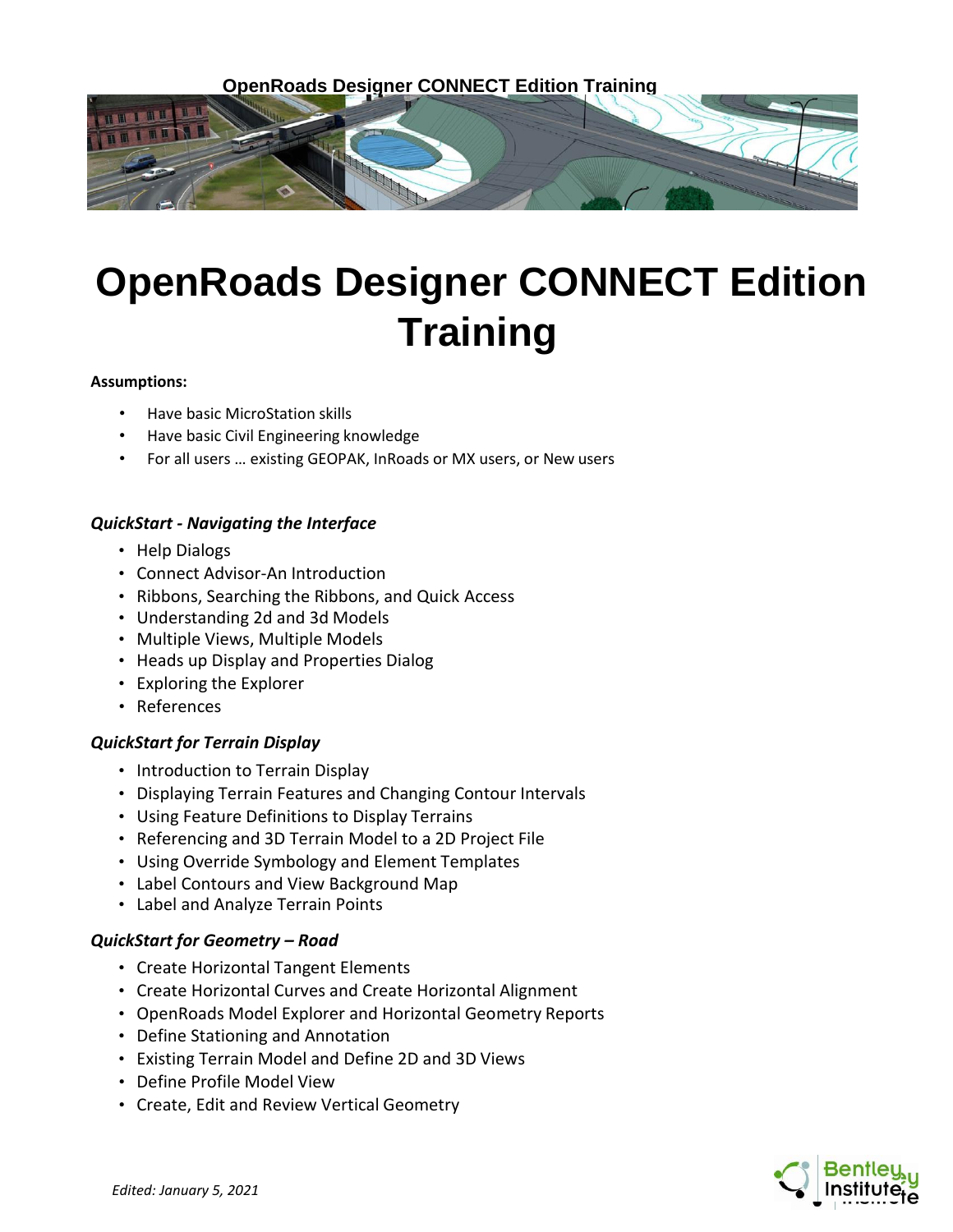# OpenRoads Designer CONNECT Edition Training

**Assumptions:**

- Have basic MicroStation skills
- Have basic Civil Engineering knowledge
- For all users … existing GEOPAK, InRoads or MX users, or New users

***QuickStart - Navigating the Interface***

- Help Dialogs
- Connect Advisor-An Introduction
- Ribbons, Searching the Ribbons, and Quick Access
- Understanding 2d and 3d Models
- Multiple Views, Multiple Models
- Heads up Display and Properties Dialog
- Exploring the Explorer
- References

***QuickStart for Terrain Display***

- Introduction to Terrain Display
- Displaying Terrain Features and Changing Contour Intervals
- Using Feature Definitions to Display Terrains
- Referencing and 3D Terrain Model to a 2D Project File
- Using Override Symbology and Element Templates
- Label Contours and View Background Map
- Label and Analyze Terrain Points

***QuickStart for Geometry – Road***

- Create Horizontal Tangent Elements
- Create Horizontal Curves and Create Horizontal Alignment
- OpenRoads Model Explorer and Horizontal Geometry Reports
- Define Stationing and Annotation
- Existing Terrain Model and Define 2D and 3D Views
- Define Profile Model View
- Create, Edit and Review Vertical Geometry

*Edited: January 5, 2021*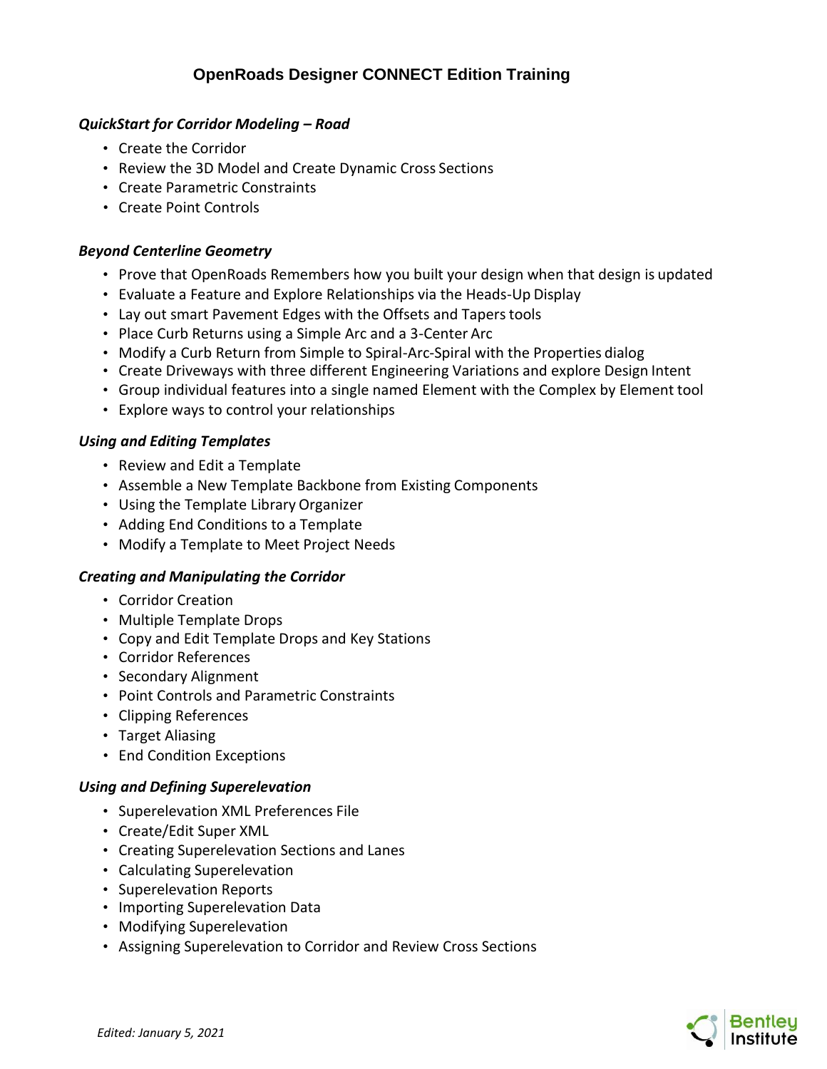# OpenRoads Designer CONNECT Edition Training

***QuickStart for Corridor Modeling – Road***

- Create the Corridor
- Review the 3D Model and Create Dynamic Cross Sections
- Create Parametric Constraints
- Create Point Controls

***Beyond Centerline Geometry***

- Prove that OpenRoads Remembers how you built your design when that design is updated
- Evaluate a Feature and Explore Relationships via the Heads-Up Display
- Lay out smart Pavement Edges with the Offsets and Tapers tools
- Place Curb Returns using a Simple Arc and a 3-Center Arc
- Modify a Curb Return from Simple to Spiral-Arc-Spiral with the Properties dialog
- Create Driveways with three different Engineering Variations and explore Design Intent
- Group individual features into a single named Element with the Complex by Element tool
- Explore ways to control your relationships

***Using and Editing Templates***

- Review and Edit a Template
- Assemble a New Template Backbone from Existing Components
- Using the Template Library Organizer
- Adding End Conditions to a Template
- Modify a Template to Meet Project Needs

***Creating and Manipulating the Corridor***

- Corridor Creation
- Multiple Template Drops
- Copy and Edit Template Drops and Key Stations
- Corridor References
- Secondary Alignment
- Point Controls and Parametric Constraints
- Clipping References
- Target Aliasing
- End Condition Exceptions

***Using and Defining Superelevation***

- Superelevation XML Preferences File
- Create/Edit Super XML
- Creating Superelevation Sections and Lanes
- Calculating Superelevation
- Superelevation Reports
- Importing Superelevation Data
- Modifying Superelevation
- Assigning Superelevation to Corridor and Review Cross Sections

*Edited: January 5, 2021*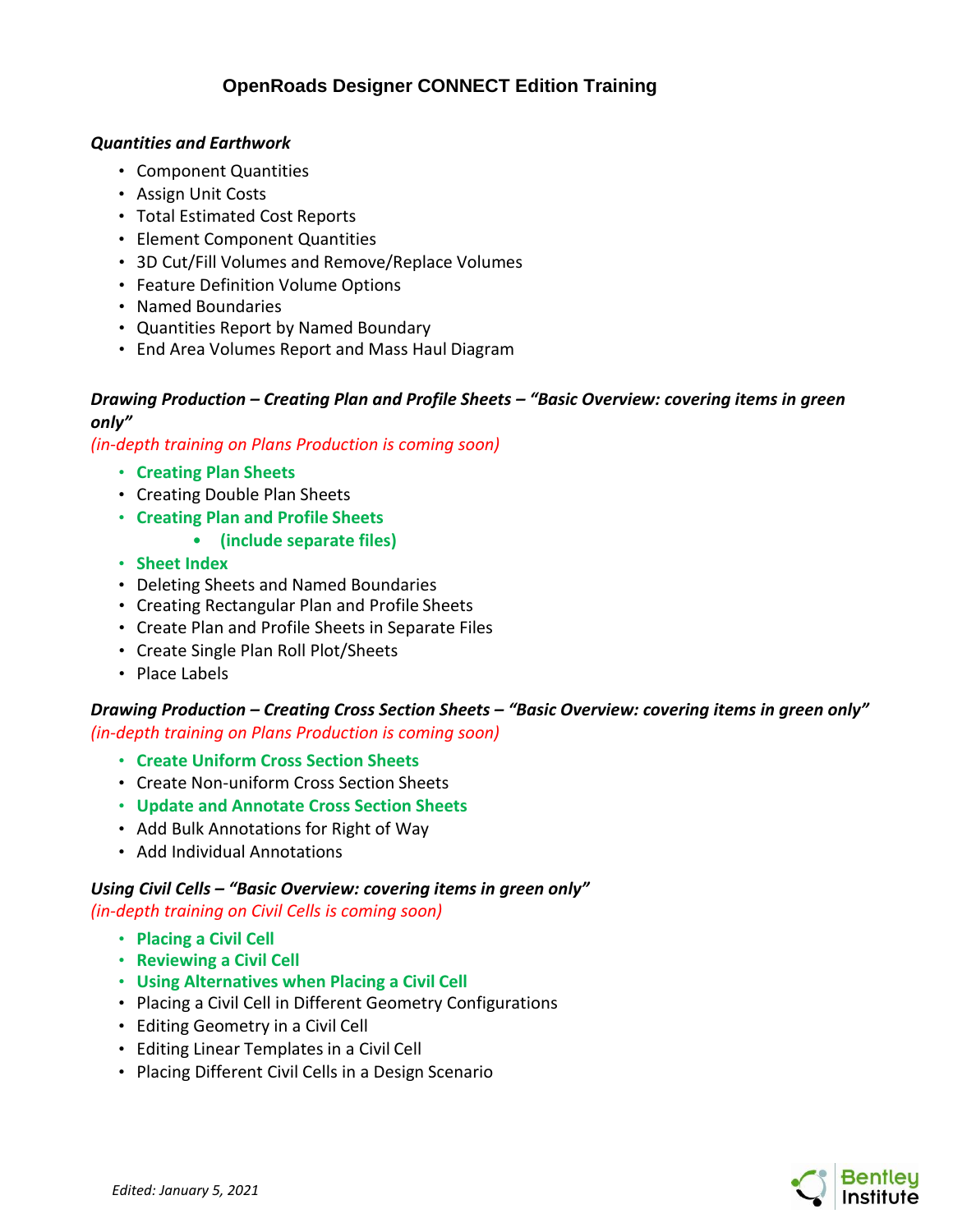## OpenRoads Designer CONNECT Edition Training

***Quantities and Earthwork***

- Component Quantities
- Assign Unit Costs
- Total Estimated Cost Reports
- Element Component Quantities
- 3D Cut/Fill Volumes and Remove/Replace Volumes
- Feature Definition Volume Options
- Named Boundaries
- Quantities Report by Named Boundary
- End Area Volumes Report and Mass Haul Diagram

***Drawing Production – Creating Plan and Profile Sheets – "Basic Overview: covering items in green only"***

*(in-depth training on Plans Production is coming soon)*

- **Creating Plan Sheets**
- Creating Double Plan Sheets
- **Creating Plan and Profile Sheets**
  - **(include separate files)**
- **Sheet Index**
- Deleting Sheets and Named Boundaries
- Creating Rectangular Plan and Profile Sheets
- Create Plan and Profile Sheets in Separate Files
- Create Single Plan Roll Plot/Sheets
- Place Labels

***Drawing Production – Creating Cross Section Sheets – "Basic Overview: covering items in green only"***

*(in-depth training on Plans Production is coming soon)*

- **Create Uniform Cross Section Sheets**
- Create Non-uniform Cross Section Sheets
- **Update and Annotate Cross Section Sheets**
- Add Bulk Annotations for Right of Way
- Add Individual Annotations

***Using Civil Cells – "Basic Overview: covering items in green only"***

*(in-depth training on Civil Cells is coming soon)*

- **Placing a Civil Cell**
- **Reviewing a Civil Cell**
- **Using Alternatives when Placing a Civil Cell**
- Placing a Civil Cell in Different Geometry Configurations
- Editing Geometry in a Civil Cell
- Editing Linear Templates in a Civil Cell
- Placing Different Civil Cells in a Design Scenario

*Edited: January 5, 2021*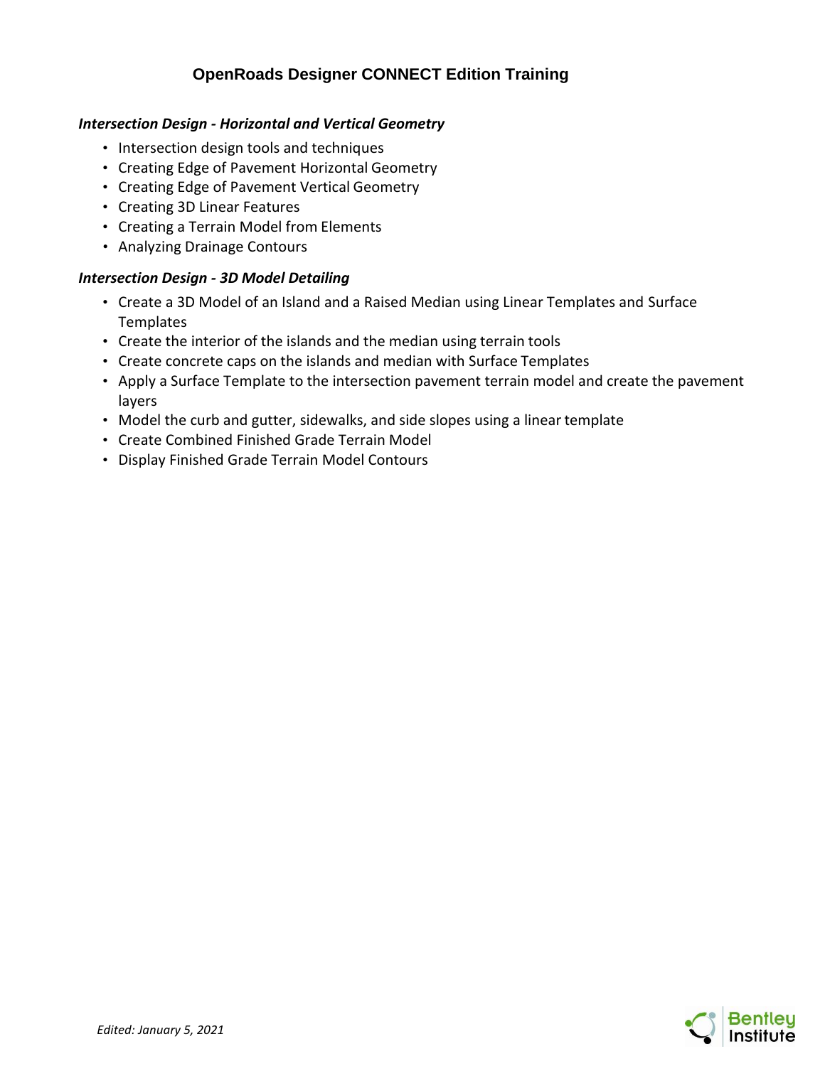# OpenRoads Designer CONNECT Edition Training

***Intersection Design - Horizontal and Vertical Geometry***

- Intersection design tools and techniques
- Creating Edge of Pavement Horizontal Geometry
- Creating Edge of Pavement Vertical Geometry
- Creating 3D Linear Features
- Creating a Terrain Model from Elements
- Analyzing Drainage Contours

***Intersection Design - 3D Model Detailing***

- Create a 3D Model of an Island and a Raised Median using Linear Templates and Surface Templates
- Create the interior of the islands and the median using terrain tools
- Create concrete caps on the islands and median with Surface Templates
- Apply a Surface Template to the intersection pavement terrain model and create the pavement layers
- Model the curb and gutter, sidewalks, and side slopes using a linear template
- Create Combined Finished Grade Terrain Model
- Display Finished Grade Terrain Model Contours

*Edited: January 5, 2021*